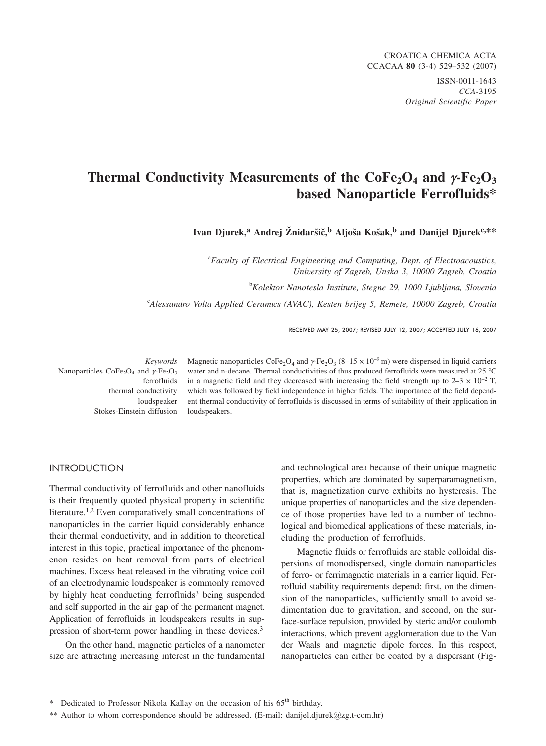ISSN-0011-1643
*CCA*-3195
*Original Scientific Paper*

# Thermal Conductivity Measurements of the $CoFe_2O_4$ and $\gamma$-$Fe_2O_3$ based Nanoparticle Ferrofluids*

**Ivan Djurek,[a] Andrej Žnidaršič,[b] Aljoša Košak,[b] and Danijel Djurek[c,]****

[a]*Faculty of Electrical Engineering and Computing, Dept. of Electroacoustics, University of Zagreb, Unska 3, 10000 Zagreb, Croatia*

[b]*Kolektor Nanotesla Institute, Stegne 29, 1000 Ljubljana, Slovenia*

[c]*Alessandro Volta Applied Ceramics (AVAC), Kesten brijeg 5, Remete, 10000 Zagreb, Croatia*

RECEIVED MAY 25, 2007; REVISED JULY 12, 2007; ACCEPTED JULY 16, 2007

*Keywords*
Nanoparticles $CoFe_2O_4$ and $\gamma$-$Fe_2O_3$
ferrofluids
thermal conductivity
loudspeaker
Stokes-Einstein diffusion

Magnetic nanoparticles $CoFe_2O_4$ and $\gamma$-$Fe_2O_3$ ($8$–$15 \times 10^{-9}$ m) were dispersed in liquid carriers water and n-decane. Thermal conductivities of thus produced ferrofluids were measured at 25 °C in a magnetic field and they decreased with increasing the field strength up to $2$–$3 \times 10^{-2}$ T, which was followed by field independence in higher fields. The importance of the field dependent thermal conductivity of ferrofluids is discussed in terms of suitability of their application in loudspeakers.

## INTRODUCTION

Thermal conductivity of ferrofluids and other nanofluids is their frequently quoted physical property in scientific literature.[1,2] Even comparatively small concentrations of nanoparticles in the carrier liquid considerably enhance their thermal conductivity, and in addition to theoretical interest in this topic, practical importance of the phenomenon resides on heat removal from parts of electrical machines. Excess heat released in the vibrating voice coil of an electrodynamic loudspeaker is commonly removed by highly heat conducting ferrofluids[3] being suspended and self supported in the air gap of the permanent magnet. Application of ferrofluids in loudspeakers results in suppression of short-term power handling in these devices.[3]

On the other hand, magnetic particles of a nanometer size are attracting increasing interest in the fundamental and technological area because of their unique magnetic properties, which are dominated by superparamagnetism, that is, magnetization curve exhibits no hysteresis. The unique properties of nanoparticles and the size dependence of those properties have led to a number of technological and biomedical applications of these materials, including the production of ferrofluids.

Magnetic fluids or ferrofluids are stable colloidal dispersions of monodispersed, single domain nanoparticles of ferro- or ferrimagnetic materials in a carrier liquid. Ferrofluid stability requirements depend: first, on the dimension of the nanoparticles, sufficiently small to avoid sedimentation due to gravitation, and second, on the surface-surface repulsion, provided by steric and/or coulomb interactions, which prevent agglomeration due to the Van der Waals and magnetic dipole forces. In this respect, nanoparticles can either be coated by a dispersant (Fig-

---

* Dedicated to Professor Nikola Kallay on the occasion of his 65th birthday.

** Author to whom correspondence should be addressed. (E-mail: danijel.djurek@zg.t-com.hr)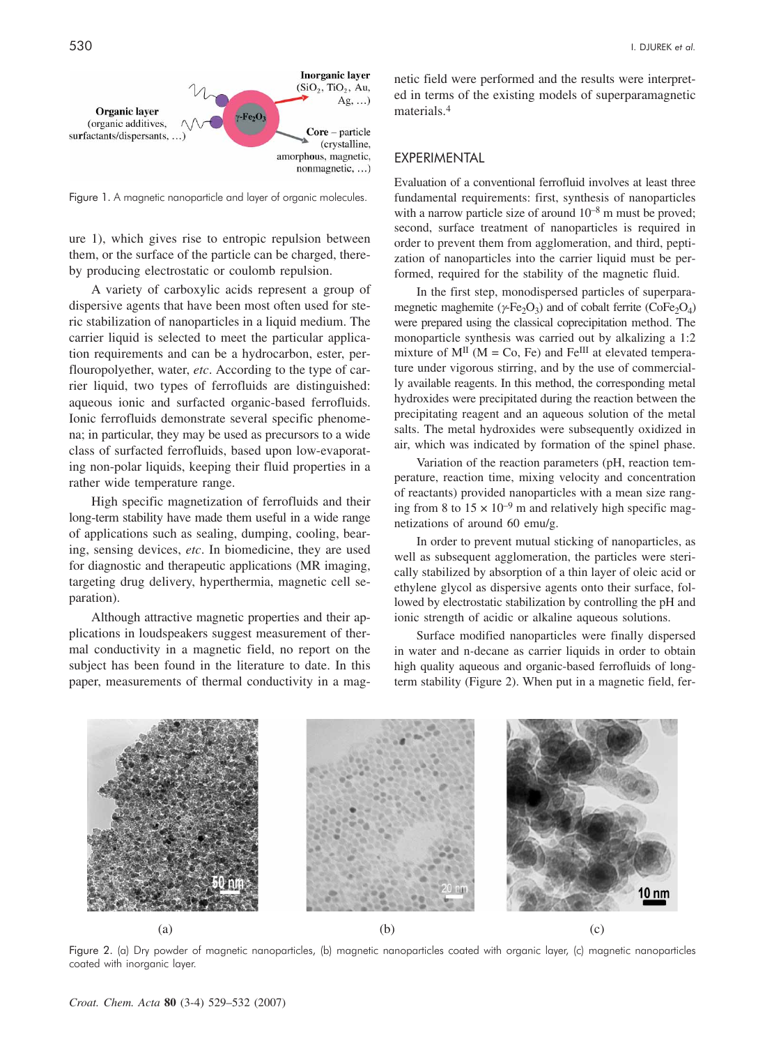Figure 1. A magnetic nanoparticle and layer of organic molecules.

ure 1), which gives rise to entropic repulsion between them, or the surface of the particle can be charged, thereby producing electrostatic or coulomb repulsion.

A variety of carboxylic acids represent a group of dispersive agents that have been most often used for steric stabilization of nanoparticles in a liquid medium. The carrier liquid is selected to meet the particular application requirements and can be a hydrocarbon, ester, perflouropolyether, water, *etc*. According to the type of carrier liquid, two types of ferrofluids are distinguished: aqueous ionic and surfacted organic-based ferrofluids. Ionic ferrofluids demonstrate several specific phenomena; in particular, they may be used as precursors to a wide class of surfacted ferrofluids, based upon low-evaporating non-polar liquids, keeping their fluid properties in a rather wide temperature range.

High specific magnetization of ferrofluids and their long-term stability have made them useful in a wide range of applications such as sealing, dumping, cooling, bearing, sensing devices, *etc*. In biomedicine, they are used for diagnostic and therapeutic applications (MR imaging, targeting drug delivery, hyperthermia, magnetic cell separation).

Although attractive magnetic properties and their applications in loudspeakers suggest measurement of thermal conductivity in a magnetic field, no report on the subject has been found in the literature to date. In this paper, measurements of thermal conductivity in a magnetic field were performed and the results were interpreted in terms of the existing models of superparamagnetic materials.[4]

## EXPERIMENTAL

Evaluation of a conventional ferrofluid involves at least three fundamental requirements: first, synthesis of nanoparticles with a narrow particle size of around $10^{-8}$ m must be proved; second, surface treatment of nanoparticles is required in order to prevent them from agglomeration, and third, peptization of nanoparticles into the carrier liquid must be performed, required for the stability of the magnetic fluid.

In the first step, monodispersed particles of superparamagnetic maghemite ($\gamma$-$Fe_2O_3$) and of cobalt ferrite ($CoFe_2O_4$) were prepared using the classical coprecipitation method. The monoparticle synthesis was carried out by alkalizing a 1:2 mixture of $M^{II}$ (M = Co, Fe) and $Fe^{III}$ at elevated temperature under vigorous stirring, and by the use of commercially available reagents. In this method, the corresponding metal hydroxides were precipitated during the reaction between the precipitating reagent and an aqueous solution of the metal salts. The metal hydroxides were subsequently oxidized in air, which was indicated by formation of the spinel phase.

Variation of the reaction parameters (pH, reaction temperature, reaction time, mixing velocity and concentration of reactants) provided nanoparticles with a mean size ranging from 8 to $15 \times 10^{-9}$ m and relatively high specific magnetizations of around 60 emu/g.

In order to prevent mutual sticking of nanoparticles, as well as subsequent agglomeration, the particles were sterically stabilized by absorption of a thin layer of oleic acid or ethylene glycol as dispersive agents onto their surface, followed by electrostatic stabilization by controlling the pH and ionic strength of acidic or alkaline aqueous solutions.

Surface modified nanoparticles were finally dispersed in water and n-decane as carrier liquids in order to obtain high quality aqueous and organic-based ferrofluids of long-term stability (Figure 2). When put in a magnetic field, fer-

Figure 2. (a) Dry powder of magnetic nanoparticles, (b) magnetic nanoparticles coated with organic layer, (c) magnetic nanoparticles coated with inorganic layer.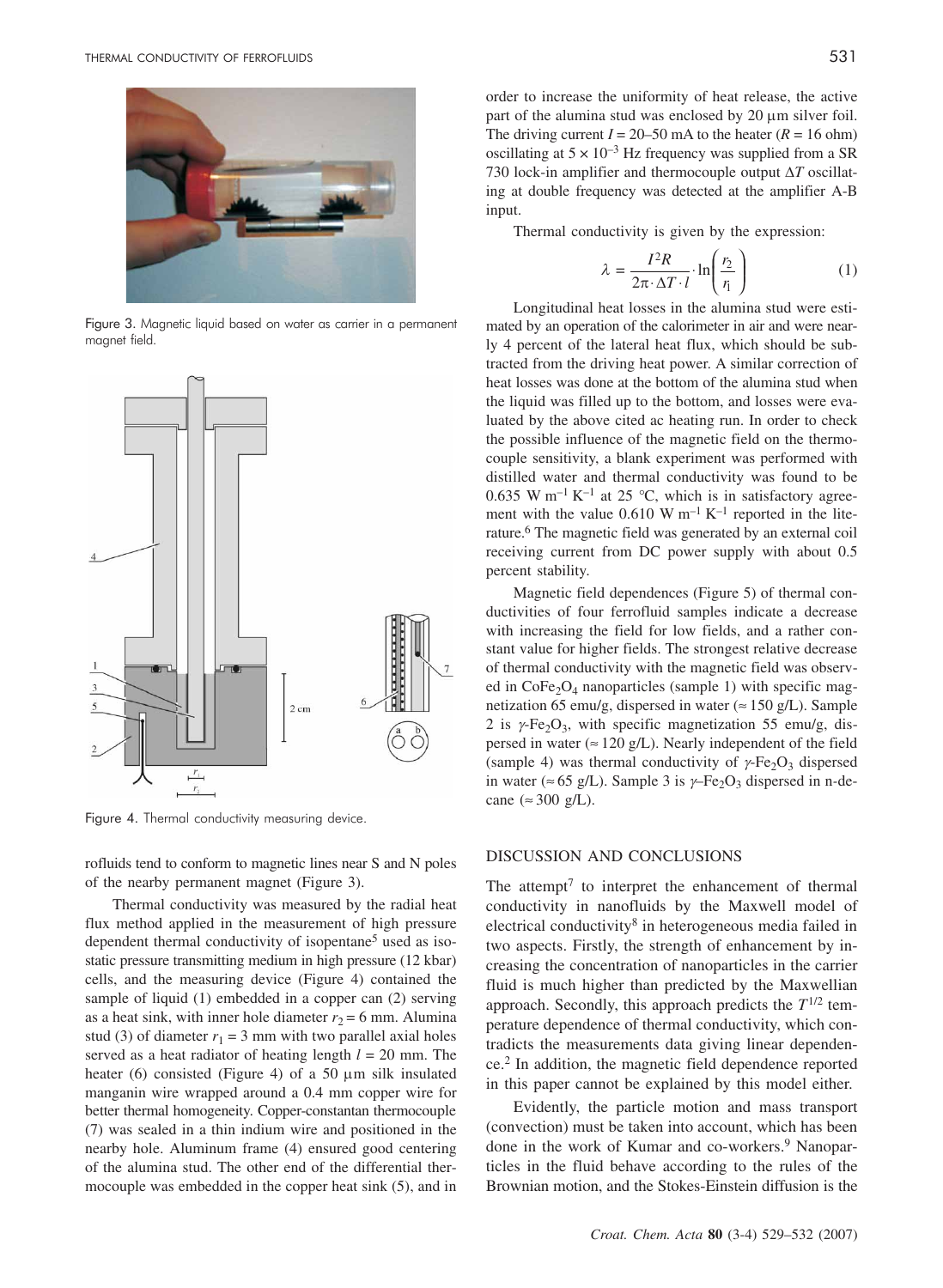Figure 3. Magnetic liquid based on water as carrier in a permanent magnet field.

Figure 4. Thermal conductivity measuring device.

rofluids tend to conform to magnetic lines near S and N poles of the nearby permanent magnet (Figure 3).

Thermal conductivity was measured by the radial heat flux method applied in the measurement of high pressure dependent thermal conductivity of isopentane[5] used as isostatic pressure transmitting medium in high pressure (12 kbar) cells, and the measuring device (Figure 4) contained the sample of liquid (1) embedded in a copper can (2) serving as a heat sink, with inner hole diameter $r_2 = 6$ mm. Alumina stud (3) of diameter $r_1 = 3$ mm with two parallel axial holes served as a heat radiator of heating length $l = 20$ mm. The heater (6) consisted (Figure 4) of a 50 μm silk insulated manganin wire wrapped around a 0.4 mm copper wire for better thermal homogeneity. Copper-constantan thermocouple (7) was sealed in a thin indium wire and positioned in the nearby hole. Aluminum frame (4) ensured good centering of the alumina stud. The other end of the differential thermocouple was embedded in the copper heat sink (5), and in order to increase the uniformity of heat release, the active part of the alumina stud was enclosed by 20 μm silver foil. The driving current $I = 20–50$ mA to the heater ($R = 16$ ohm) oscillating at $5 \times 10^{-3}$ Hz frequency was supplied from a SR 730 lock-in amplifier and thermocouple output $\Delta T$ oscillating at double frequency was detected at the amplifier A-B input.

Thermal conductivity is given by the expression:

$$\lambda = \frac{I^2 R}{2\pi \cdot \Delta T \cdot l} \cdot \ln\left(\frac{r_2}{r_1}\right) \tag{1}$$

Longitudinal heat losses in the alumina stud were estimated by an operation of the calorimeter in air and were nearly 4 percent of the lateral heat flux, which should be subtracted from the driving heat power. A similar correction of heat losses was done at the bottom of the alumina stud when the liquid was filled up to the bottom, and losses were evaluated by the above cited ac heating run. In order to check the possible influence of the magnetic field on the thermocouple sensitivity, a blank experiment was performed with distilled water and thermal conductivity was found to be 0.635 W m$^{-1}$ K$^{-1}$ at 25 °C, which is in satisfactory agreement with the value 0.610 W m$^{-1}$ K$^{-1}$ reported in the literature.[6] The magnetic field was generated by an external coil receiving current from DC power supply with about 0.5 percent stability.

Magnetic field dependences (Figure 5) of thermal conductivities of four ferrofluid samples indicate a decrease with increasing the field for low fields, and a rather constant value for higher fields. The strongest relative decrease of thermal conductivity with the magnetic field was observed in $CoFe_2O_4$ nanoparticles (sample 1) with specific magnetization 65 emu/g, dispersed in water (≈ 150 g/L). Sample 2 is $\gamma$-$Fe_2O_3$, with specific magnetization 55 emu/g, dispersed in water (≈ 120 g/L). Nearly independent of the field (sample 4) was thermal conductivity of $\gamma$-$Fe_2O_3$ dispersed in water (≈ 65 g/L). Sample 3 is $\gamma$-$Fe_2O_3$ dispersed in n-decane (≈ 300 g/L).

## DISCUSSION AND CONCLUSIONS

The attempt[7] to interpret the enhancement of thermal conductivity in nanofluids by the Maxwell model of electrical conductivity[8] in heterogeneous media failed in two aspects. Firstly, the strength of enhancement by increasing the concentration of nanoparticles in the carrier fluid is much higher than predicted by the Maxwellian approach. Secondly, this approach predicts the $T^{1/2}$ temperature dependence of thermal conductivity, which contradicts the measurements data giving linear dependence.[2] In addition, the magnetic field dependence reported in this paper cannot be explained by this model either.

Evidently, the particle motion and mass transport (convection) must be taken into account, which has been done in the work of Kumar and co-workers.[9] Nanoparticles in the fluid behave according to the rules of the Brownian motion, and the Stokes-Einstein diffusion is the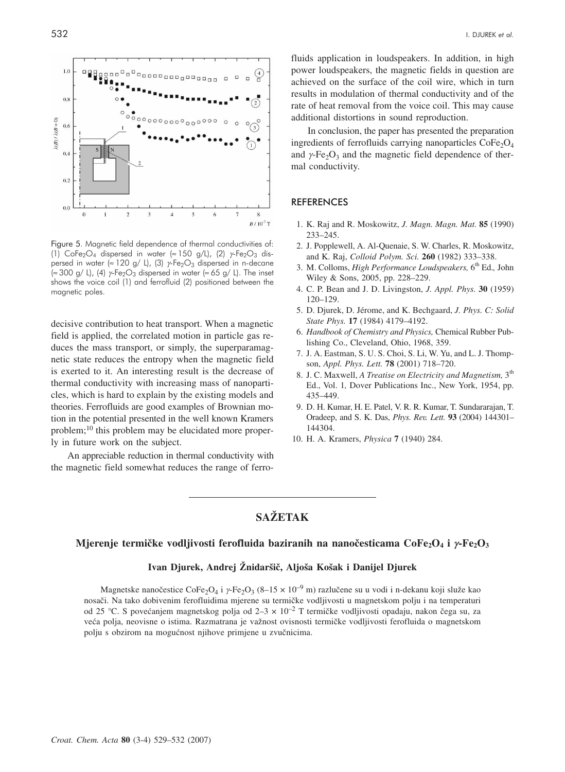1.0

0.8

0.6

0.4

0.2

0.0

$\lambda(B) / \lambda(B=0)$

0 1 2 3 4 5 6 7 8

$B / 10^{-2}$ T

S N

1

2

Figure 5. Magnetic field dependence of thermal conductivities of: (1) $CoFe_2O_4$ dispersed in water (≈ 150 g/L), (2) $\gamma$-$Fe_2O_3$ dispersed in water (≈ 120 g/ L), (3) $\gamma$-$Fe_2O_3$ dispersed in n-decane (≈ 300 g/ L), (4) $\gamma$-$Fe_2O_3$ dispersed in water (≈ 65 g/ L). The inset shows the voice coil (1) and ferrofluid (2) positioned between the magnetic poles.

decisive contribution to heat transport. When a magnetic field is applied, the correlated motion in particle gas reduces the mass transport, or simply, the superparamagnetic state reduces the entropy when the magnetic field is exerted to it. An interesting result is the decrease of thermal conductivity with increasing mass of nanoparticles, which is hard to explain by the existing models and theories. Ferrofluids are good examples of Brownian motion in the potential presented in the well known Kramers problem;[10] this problem may be elucidated more properly in future work on the subject.

An appreciable reduction in thermal conductivity with the magnetic field somewhat reduces the range of ferrofluids application in loudspeakers. In addition, in high power loudspeakers, the magnetic fields in question are achieved on the surface of the coil wire, which in turn results in modulation of thermal conductivity and of the rate of heat removal from the voice coil. This may cause additional distortions in sound reproduction.

In conclusion, the paper has presented the preparation ingredients of ferrofluids carrying nanoparticles $CoFe_2O_4$ and $\gamma$-$Fe_2O_3$ and the magnetic field dependence of thermal conductivity.

## REFERENCES

1. K. Raj and R. Moskowitz, *J. Magn. Magn. Mat.* **85** (1990) 233–245.
2. J. Popplewell, A. Al-Quenaie, S. W. Charles, R. Moskowitz, and K. Raj, *Colloid Polym. Sci.* **260** (1982) 333–338.
3. M. Colloms, *High Performance Loudspeakers,* 6th Ed., John Wiley & Sons, 2005, pp. 228–229.
4. C. P. Bean and J. D. Livingston, *J. Appl. Phys.* **30** (1959) 120–129.
5. D. Djurek, D. Jérome, and K. Bechgaard, *J. Phys. C: Solid State Phys.* **17** (1984) 4179–4192.
6. *Handbook of Chemistry and Physics,* Chemical Rubber Publishing Co., Cleveland, Ohio, 1968, 359.
7. J. A. Eastman, S. U. S. Choi, S. Li, W. Yu, and L. J. Thompson, *Appl. Phys. Lett.* **78** (2001) 718–720.
8. J. C. Maxwell, *A Treatise on Electricity and Magnetism,* 3th Ed., Vol. 1*,* Dover Publications Inc., New York, 1954, pp. 435–449.
9. D. H. Kumar, H. E. Patel, V. R. R. Kumar, T. Sundararajan, T. Oradeep, and S. K. Das, *Phys. Rev. Lett.* **93** (2004) 144301–144304.
10. H. A. Kramers, *Physica* **7** (1940) 284.

## SAŽETAK

### Mjerenje termičke vodljivosti ferofluida baziranih na nanočesticama $CoFe_2O_4$ i $\gamma$-$Fe_2O_3$

**Ivan Djurek, Andrej Žnidaršič, Aljoša Košak i Danijel Djurek**

Magnetske nanočestice $CoFe_2O_4$ i $\gamma$-$Fe_2O_3$ ($8–15 \times 10^{-9}$ m) razlučene su u vodi i n-dekanu koji služe kao nosači. Na tako dobivenim ferofluidima mjerene su termičke vodljivosti u magnetskom polju i na temperaturi od 25 °C. S povećanjem magnetskog polja od $2–3 \times 10^{-2}$ T termičke vodljivosti opadaju, nakon čega su, za veća polja, neovisne o istima. Razmatrana je važnost ovisnosti termičke vodljivosti ferofluida o magnetskom polju s obzirom na mogućnost njihove primjene u zvučnicima.